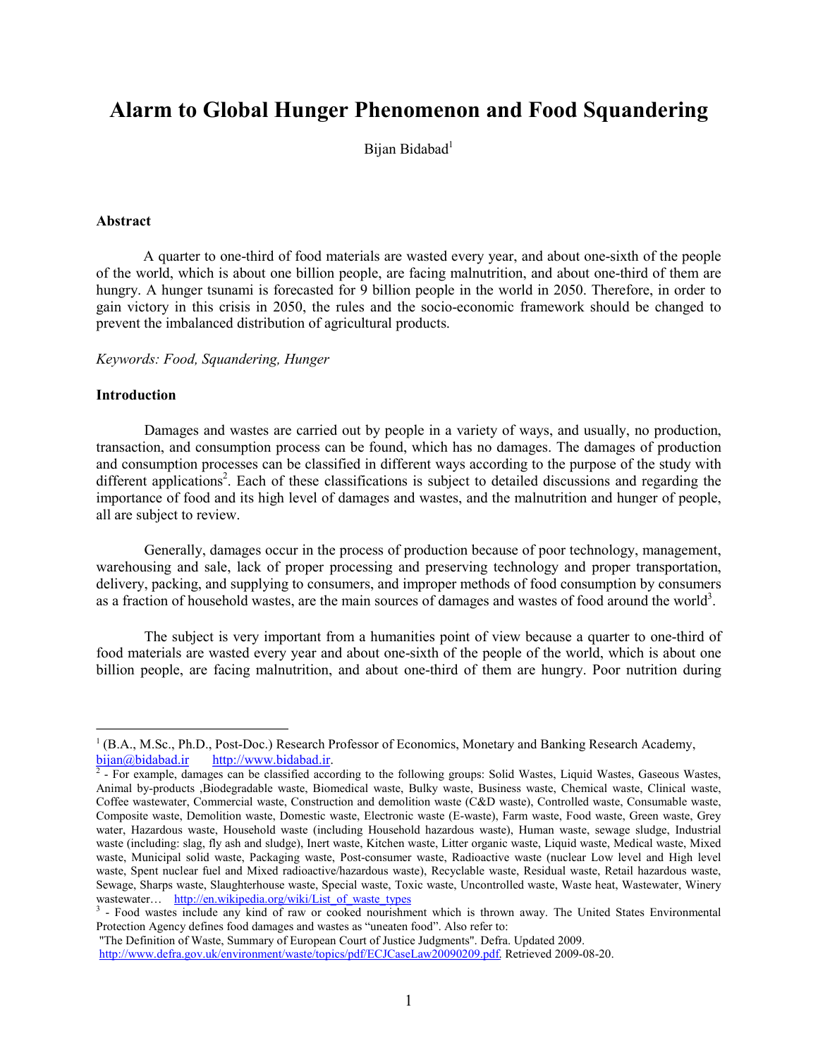# Alarm to Global Hunger Phenomenon and Food Squandering

Bijan Bidabad[1]

## Abstract

A quarter to one-third of food materials are wasted every year, and about one-sixth of the people of the world, which is about one billion people, are facing malnutrition, and about one-third of them are hungry. A hunger tsunami is forecasted for 9 billion people in the world in 2050. Therefore, in order to gain victory in this crisis in 2050, the rules and the socio-economic framework should be changed to prevent the imbalanced distribution of agricultural products.

*Keywords: Food, Squandering, Hunger*

## Introduction

Damages and wastes are carried out by people in a variety of ways, and usually, no production, transaction, and consumption process can be found, which has no damages. The damages of production and consumption processes can be classified in different ways according to the purpose of the study with different applications[2]. Each of these classifications is subject to detailed discussions and regarding the importance of food and its high level of damages and wastes, and the malnutrition and hunger of people, all are subject to review.

Generally, damages occur in the process of production because of poor technology, management, warehousing and sale, lack of proper processing and preserving technology and proper transportation, delivery, packing, and supplying to consumers, and improper methods of food consumption by consumers as a fraction of household wastes, are the main sources of damages and wastes of food around the world[3].

The subject is very important from a humanities point of view because a quarter to one-third of food materials are wasted every year and about one-sixth of the people of the world, which is about one billion people, are facing malnutrition, and about one-third of them are hungry. Poor nutrition during

---

[1] (B.A., M.Sc., Ph.D., Post-Doc.) Research Professor of Economics, Monetary and Banking Research Academy, bijan@bidabad.ir http://www.bidabad.ir.

[2] - For example, damages can be classified according to the following groups: Solid Wastes, Liquid Wastes, Gaseous Wastes, Animal by-products ,Biodegradable waste, Biomedical waste, Bulky waste, Business waste, Chemical waste, Clinical waste, Coffee wastewater, Commercial waste, Construction and demolition waste (C&D waste), Controlled waste, Consumable waste, Composite waste, Demolition waste, Domestic waste, Electronic waste (E-waste), Farm waste, Food waste, Green waste, Grey water, Hazardous waste, Household waste (including Household hazardous waste), Human waste, sewage sludge, Industrial waste (including: slag, fly ash and sludge), Inert waste, Kitchen waste, Litter organic waste, Liquid waste, Medical waste, Mixed waste, Municipal solid waste, Packaging waste, Post-consumer waste, Radioactive waste (nuclear Low level and High level waste, Spent nuclear fuel and Mixed radioactive/hazardous waste), Recyclable waste, Residual waste, Retail hazardous waste, Sewage, Sharps waste, Slaughterhouse waste, Special waste, Toxic waste, Uncontrolled waste, Waste heat, Wastewater, Winery wastewater… http://en.wikipedia.org/wiki/List_of_waste_types

[3] - Food wastes include any kind of raw or cooked nourishment which is thrown away. The United States Environmental Protection Agency defines food damages and wastes as "uneaten food". Also refer to:
"The Definition of Waste, Summary of European Court of Justice Judgments". Defra. Updated 2009. http://www.defra.gov.uk/environment/waste/topics/pdf/ECJCaseLaw20090209.pdf. Retrieved 2009-08-20.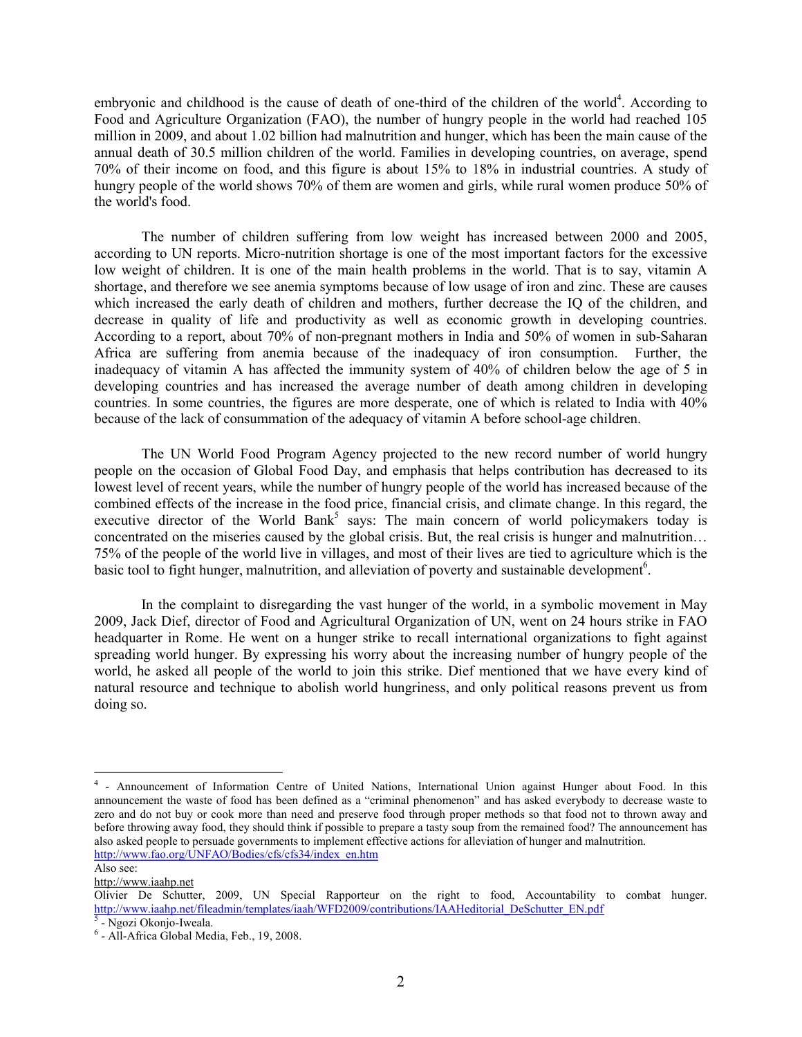embryonic and childhood is the cause of death of one-third of the children of the world[4]. According to Food and Agriculture Organization (FAO), the number of hungry people in the world had reached 105 million in 2009, and about 1.02 billion had malnutrition and hunger, which has been the main cause of the annual death of 30.5 million children of the world. Families in developing countries, on average, spend 70% of their income on food, and this figure is about 15% to 18% in industrial countries. A study of hungry people of the world shows 70% of them are women and girls, while rural women produce 50% of the world's food.

The number of children suffering from low weight has increased between 2000 and 2005, according to UN reports. Micro-nutrition shortage is one of the most important factors for the excessive low weight of children. It is one of the main health problems in the world. That is to say, vitamin A shortage, and therefore we see anemia symptoms because of low usage of iron and zinc. These are causes which increased the early death of children and mothers, further decrease the IQ of the children, and decrease in quality of life and productivity as well as economic growth in developing countries. According to a report, about 70% of non-pregnant mothers in India and 50% of women in sub-Saharan Africa are suffering from anemia because of the inadequacy of iron consumption. Further, the inadequacy of vitamin A has affected the immunity system of 40% of children below the age of 5 in developing countries and has increased the average number of death among children in developing countries. In some countries, the figures are more desperate, one of which is related to India with 40% because of the lack of consummation of the adequacy of vitamin A before school-age children.

The UN World Food Program Agency projected to the new record number of world hungry people on the occasion of Global Food Day, and emphasis that helps contribution has decreased to its lowest level of recent years, while the number of hungry people of the world has increased because of the combined effects of the increase in the food price, financial crisis, and climate change. In this regard, the executive director of the World Bank[5] says: The main concern of world policymakers today is concentrated on the miseries caused by the global crisis. But, the real crisis is hunger and malnutrition… 75% of the people of the world live in villages, and most of their lives are tied to agriculture which is the basic tool to fight hunger, malnutrition, and alleviation of poverty and sustainable development[6].

In the complaint to disregarding the vast hunger of the world, in a symbolic movement in May 2009, Jack Dief, director of Food and Agricultural Organization of UN, went on 24 hours strike in FAO headquarter in Rome. He went on a hunger strike to recall international organizations to fight against spreading world hunger. By expressing his worry about the increasing number of hungry people of the world, he asked all people of the world to join this strike. Dief mentioned that we have every kind of natural resource and technique to abolish world hungriness, and only political reasons prevent us from doing so.

---

[4] - Announcement of Information Centre of United Nations, International Union against Hunger about Food. In this announcement the waste of food has been defined as a "criminal phenomenon" and has asked everybody to decrease waste to zero and do not buy or cook more than need and preserve food through proper methods so that food not to thrown away and before throwing away food, they should think if possible to prepare a tasty soup from the remained food? The announcement has also asked people to persuade governments to implement effective actions for alleviation of hunger and malnutrition. http://www.fao.org/UNFAO/Bodies/cfs/cfs34/index_en.htm

Also see:

http://www.iaahp.net

Olivier De Schutter, 2009, UN Special Rapporteur on the right to food, Accountability to combat hunger. http://www.iaahp.net/fileadmin/templates/iaah/WFD2009/contributions/IAAHeditorial_DeSchutter_EN.pdf

[5] - Ngozi Okonjo-Iweala.

[6] - All-Africa Global Media, Feb., 19, 2008.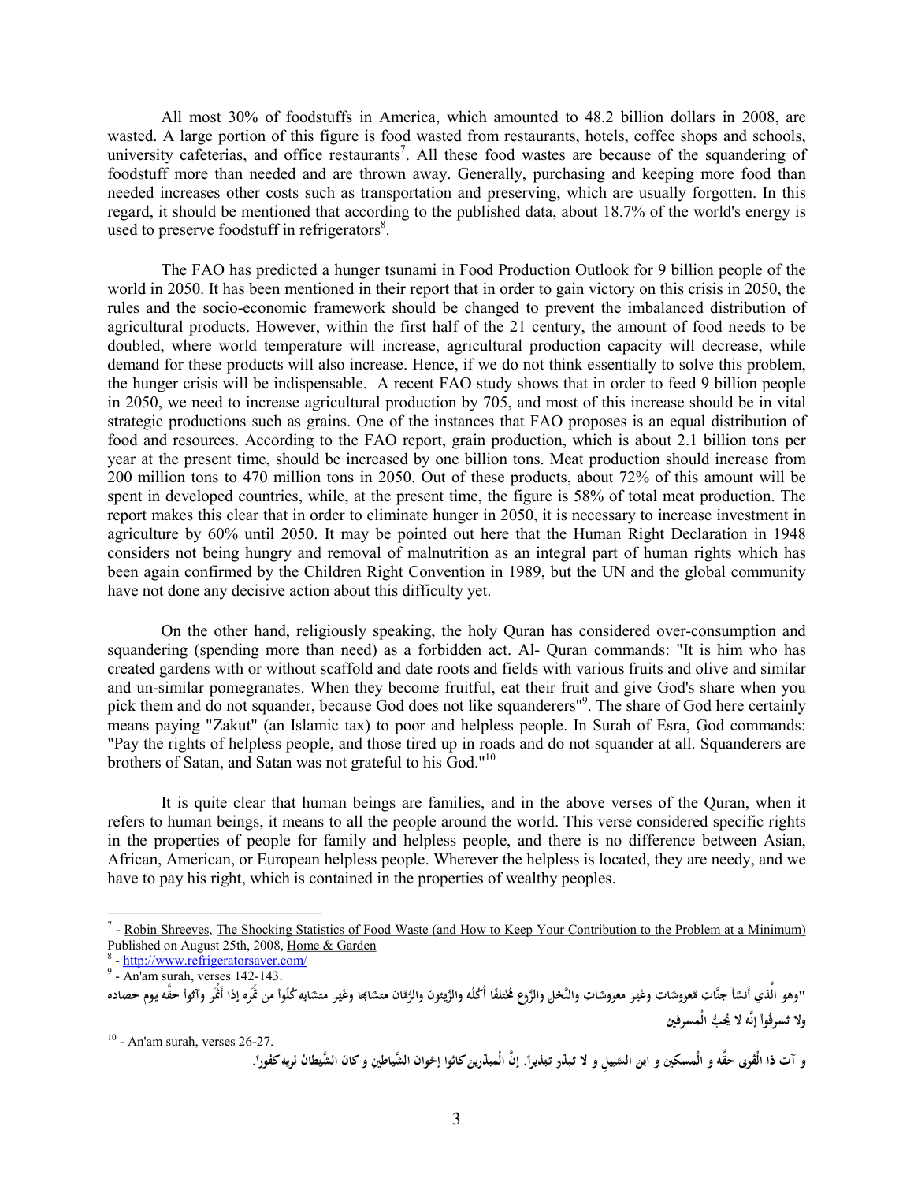All most 30% of foodstuffs in America, which amounted to 48.2 billion dollars in 2008, are wasted. A large portion of this figure is food wasted from restaurants, hotels, coffee shops and schools, university cafeterias, and office restaurants[7]. All these food wastes are because of the squandering of foodstuff more than needed and are thrown away. Generally, purchasing and keeping more food than needed increases other costs such as transportation and preserving, which are usually forgotten. In this regard, it should be mentioned that according to the published data, about 18.7% of the world's energy is used to preserve foodstuff in refrigerators[8].

The FAO has predicted a hunger tsunami in Food Production Outlook for 9 billion people of the world in 2050. It has been mentioned in their report that in order to gain victory on this crisis in 2050, the rules and the socio-economic framework should be changed to prevent the imbalanced distribution of agricultural products. However, within the first half of the 21 century, the amount of food needs to be doubled, where world temperature will increase, agricultural production capacity will decrease, while demand for these products will also increase. Hence, if we do not think essentially to solve this problem, the hunger crisis will be indispensable. A recent FAO study shows that in order to feed 9 billion people in 2050, we need to increase agricultural production by 705, and most of this increase should be in vital strategic productions such as grains. One of the instances that FAO proposes is an equal distribution of food and resources. According to the FAO report, grain production, which is about 2.1 billion tons per year at the present time, should be increased by one billion tons. Meat production should increase from 200 million tons to 470 million tons in 2050. Out of these products, about 72% of this amount will be spent in developed countries, while, at the present time, the figure is 58% of total meat production. The report makes this clear that in order to eliminate hunger in 2050, it is necessary to increase investment in agriculture by 60% until 2050. It may be pointed out here that the Human Right Declaration in 1948 considers not being hungry and removal of malnutrition as an integral part of human rights which has been again confirmed by the Children Right Convention in 1989, but the UN and the global community have not done any decisive action about this difficulty yet.

On the other hand, religiously speaking, the holy Quran has considered over-consumption and squandering (spending more than need) as a forbidden act. Al- Quran commands: "It is him who has created gardens with or without scaffold and date roots and fields with various fruits and olive and similar and un-similar pomegranates. When they become fruitful, eat their fruit and give God's share when you pick them and do not squander, because God does not like squanderers"[9]. The share of God here certainly means paying "Zakut" (an Islamic tax) to poor and helpless people. In Surah of Esra, God commands: "Pay the rights of helpless people, and those tired up in roads and do not squander at all. Squanderers are brothers of Satan, and Satan was not grateful to his God."[10]

It is quite clear that human beings are families, and in the above verses of the Quran, when it refers to human beings, it means to all the people around the world. This verse considered specific rights in the properties of people for family and helpless people, and there is no difference between Asian, African, American, or European helpless people. Wherever the helpless is located, they are needy, and we have to pay his right, which is contained in the properties of wealthy peoples.

---

[7] - Robin Shreeves, The Shocking Statistics of Food Waste (and How to Keep Your Contribution to the Problem at a Minimum) Published on August 25th, 2008, Home & Garden

[8] - http://www.refrigeratorsaver.com/

[9] - An'am surah, verses 142-143.

"وهو الَّذي أَنشأَ جنَّات مَعروشات وغَير معروشات والنَّخل والزَّرع مُختلفًا أُكُلُه والزَّيتونَ والرُّمَّان متشابها وغير متشابه كُلُوا من ثَمَره إذا أَثْمر وآتوا حقَّه يوم حصاده ولا تُسرفُوا إنَّه لا يُحبُ الْمسرفين

[10] - An'am surah, verses 26-27.

و آت ذَا الْقُربى حقَّه و الْمسكين و ابن السبيلِ و لا تُبذّر تبذيراً. إنَّ الْمبذّرين كانُوا إخوان الشَّياطين و كان الشَّيطانُ لربه كفُوراً.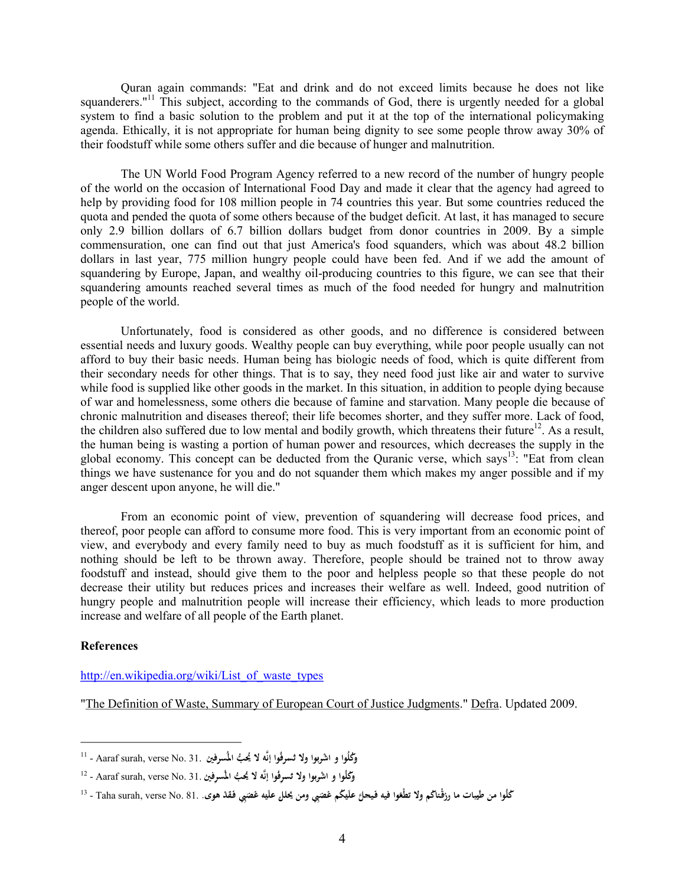Quran again commands: "Eat and drink and do not exceed limits because he does not like squanderers."[11] This subject, according to the commands of God, there is urgently needed for a global system to find a basic solution to the problem and put it at the top of the international policymaking agenda. Ethically, it is not appropriate for human being dignity to see some people throw away 30% of their foodstuff while some others suffer and die because of hunger and malnutrition.

The UN World Food Program Agency referred to a new record of the number of hungry people of the world on the occasion of International Food Day and made it clear that the agency had agreed to help by providing food for 108 million people in 74 countries this year. But some countries reduced the quota and pended the quota of some others because of the budget deficit. At last, it has managed to secure only 2.9 billion dollars of 6.7 billion dollars budget from donor countries in 2009. By a simple commensuration, one can find out that just America's food squanders, which was about 48.2 billion dollars in last year, 775 million hungry people could have been fed. And if we add the amount of squandering by Europe, Japan, and wealthy oil-producing countries to this figure, we can see that their squandering amounts reached several times as much of the food needed for hungry and malnutrition people of the world.

Unfortunately, food is considered as other goods, and no difference is considered between essential needs and luxury goods. Wealthy people can buy everything, while poor people usually can not afford to buy their basic needs. Human being has biologic needs of food, which is quite different from their secondary needs for other things. That is to say, they need food just like air and water to survive while food is supplied like other goods in the market. In this situation, in addition to people dying because of war and homelessness, some others die because of famine and starvation. Many people die because of chronic malnutrition and diseases thereof; their life becomes shorter, and they suffer more. Lack of food, the children also suffered due to low mental and bodily growth, which threatens their future[12]. As a result, the human being is wasting a portion of human power and resources, which decreases the supply in the global economy. This concept can be deducted from the Quranic verse, which says[13]: "Eat from clean things we have sustenance for you and do not squander them which makes my anger possible and if my anger descent upon anyone, he will die."

From an economic point of view, prevention of squandering will decrease food prices, and thereof, poor people can afford to consume more food. This is very important from an economic point of view, and everybody and every family need to buy as much foodstuff as it is sufficient for him, and nothing should be left to be thrown away. Therefore, people should be trained not to throw away foodstuff and instead, should give them to the poor and helpless people so that these people do not decrease their utility but reduces prices and increases their welfare as well. Indeed, good nutrition of hungry people and malnutrition people will increase their efficiency, which leads to more production increase and welfare of all people of the Earth planet.

**References**

http://en.wikipedia.org/wiki/List_of_waste_types

"The Definition of Waste, Summary of European Court of Justice Judgments." Defra. Updated 2009.

---

[11] - Aaraf surah, verse No. 31. وكُلُوا و اشربوا ولا تُسرفُوا إنَّه لا يُحبُّ المُسرفِين

[12] - Aaraf surah, verse No. 31. وكُلُوا و اشربوا ولا تُسرفُوا إنَّه لا يُحبُّ المُسرفِين

[13] - Taha surah, verse No. 81. كُلوا من طيبات ما رزقْناكم ولا تطْغوا فيه فيحلَّ عليكم غضبي ومن يحلل عليه غضبي فقدْ هوى.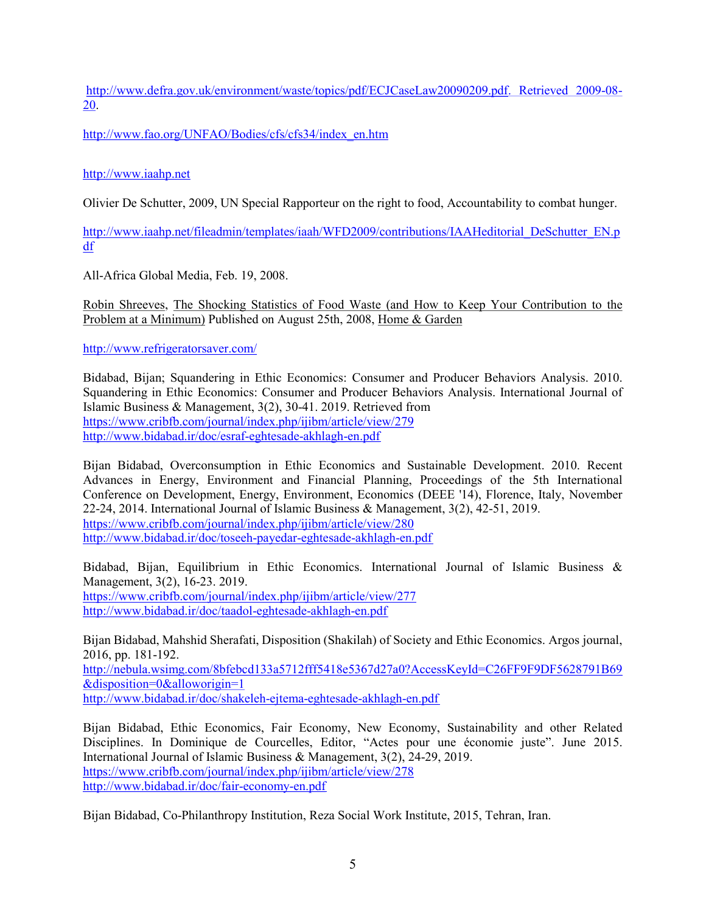http://www.defra.gov.uk/environment/waste/topics/pdf/ECJCaseLaw20090209.pdf. Retrieved 2009-08-20.

http://www.fao.org/UNFAO/Bodies/cfs/cfs34/index_en.htm

http://www.iaahp.net

Olivier De Schutter, 2009, UN Special Rapporteur on the right to food, Accountability to combat hunger.

http://www.iaahp.net/fileadmin/templates/iaah/WFD2009/contributions/IAAHeditorial_DeSchutter_EN.pdf

All-Africa Global Media, Feb. 19, 2008.

Robin Shreeves, The Shocking Statistics of Food Waste (and How to Keep Your Contribution to the Problem at a Minimum) Published on August 25th, 2008, Home & Garden

http://www.refrigeratorsaver.com/

Bidabad, Bijan; Squandering in Ethic Economics: Consumer and Producer Behaviors Analysis. 2010. Squandering in Ethic Economics: Consumer and Producer Behaviors Analysis. International Journal of Islamic Business & Management, 3(2), 30-41. 2019. Retrieved from
https://www.cribfb.com/journal/index.php/ijibm/article/view/279
http://www.bidabad.ir/doc/esraf-eghtesade-akhlagh-en.pdf

Bijan Bidabad, Overconsumption in Ethic Economics and Sustainable Development. 2010. Recent Advances in Energy, Environment and Financial Planning, Proceedings of the 5th International Conference on Development, Energy, Environment, Economics (DEEE '14), Florence, Italy, November 22-24, 2014. International Journal of Islamic Business & Management, 3(2), 42-51, 2019.
https://www.cribfb.com/journal/index.php/ijibm/article/view/280
http://www.bidabad.ir/doc/toseeh-payedar-eghtesade-akhlagh-en.pdf

Bidabad, Bijan, Equilibrium in Ethic Economics. International Journal of Islamic Business & Management, 3(2), 16-23. 2019.
https://www.cribfb.com/journal/index.php/ijibm/article/view/277
http://www.bidabad.ir/doc/taadol-eghtesade-akhlagh-en.pdf

Bijan Bidabad, Mahshid Sherafati, Disposition (Shakilah) of Society and Ethic Economics. Argos journal, 2016, pp. 181-192.
http://nebula.wsimg.com/8bfebcd133a5712fff5418e5367d27a0?AccessKeyId=C26FF9F9DF5628791B69&disposition=0&alloworigin=1
http://www.bidabad.ir/doc/shakeleh-ejtema-eghtesade-akhlagh-en.pdf

Bijan Bidabad, Ethic Economics, Fair Economy, New Economy, Sustainability and other Related Disciplines. In Dominique de Courcelles, Editor, "Actes pour une économie juste". June 2015. International Journal of Islamic Business & Management, 3(2), 24-29, 2019.
https://www.cribfb.com/journal/index.php/ijibm/article/view/278
http://www.bidabad.ir/doc/fair-economy-en.pdf

Bijan Bidabad, Co-Philanthropy Institution, Reza Social Work Institute, 2015, Tehran, Iran.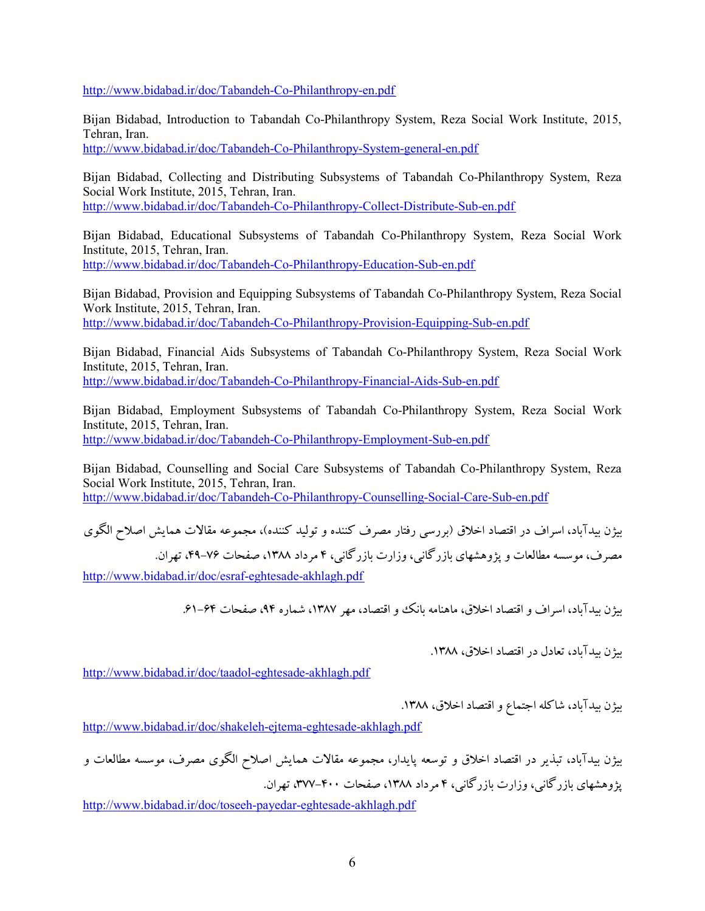http://www.bidabad.ir/doc/Tabandeh-Co-Philanthropy-en.pdf

Bijan Bidabad, Introduction to Tabandah Co-Philanthropy System, Reza Social Work Institute, 2015, Tehran, Iran.
http://www.bidabad.ir/doc/Tabandeh-Co-Philanthropy-System-general-en.pdf

Bijan Bidabad, Collecting and Distributing Subsystems of Tabandah Co-Philanthropy System, Reza Social Work Institute, 2015, Tehran, Iran.
http://www.bidabad.ir/doc/Tabandeh-Co-Philanthropy-Collect-Distribute-Sub-en.pdf

Bijan Bidabad, Educational Subsystems of Tabandah Co-Philanthropy System, Reza Social Work Institute, 2015, Tehran, Iran.
http://www.bidabad.ir/doc/Tabandeh-Co-Philanthropy-Education-Sub-en.pdf

Bijan Bidabad, Provision and Equipping Subsystems of Tabandah Co-Philanthropy System, Reza Social Work Institute, 2015, Tehran, Iran.
http://www.bidabad.ir/doc/Tabandeh-Co-Philanthropy-Provision-Equipping-Sub-en.pdf

Bijan Bidabad, Financial Aids Subsystems of Tabandah Co-Philanthropy System, Reza Social Work Institute, 2015, Tehran, Iran.
http://www.bidabad.ir/doc/Tabandeh-Co-Philanthropy-Financial-Aids-Sub-en.pdf

Bijan Bidabad, Employment Subsystems of Tabandah Co-Philanthropy System, Reza Social Work Institute, 2015, Tehran, Iran.
http://www.bidabad.ir/doc/Tabandeh-Co-Philanthropy-Employment-Sub-en.pdf

Bijan Bidabad, Counselling and Social Care Subsystems of Tabandah Co-Philanthropy System, Reza Social Work Institute, 2015, Tehran, Iran.
http://www.bidabad.ir/doc/Tabandeh-Co-Philanthropy-Counselling-Social-Care-Sub-en.pdf

بیژن بیدآباد، اسراف در اقتصاد اخلاق (بررسی رفتار مصرف کننده و تولید کننده)، مجموعه مقالات همایش اصلاح الگوی مصرف، موسسه مطالعات و پژوهشهای بازرگانی، وزارت بازرگانی، ۴ مرداد ۱۳۸۸، صفحات ۷۶-۴۹، تهران.
http://www.bidabad.ir/doc/esraf-eghtesade-akhlagh.pdf

بیژن بیدآباد، اسراف و اقتصاد اخلاق، ماهنامه بانک و اقتصاد، مهر ۱۳۸۷، شماره ۹۴، صفحات ۶۴-۶۱.

بیژن بیدآباد، تعادل در اقتصاد اخلاق، ۱۳۸۸.
http://www.bidabad.ir/doc/taadol-eghtesade-akhlagh.pdf

بیژن بیدآباد، شاکله اجتماع و اقتصاد اخلاق، ۱۳۸۸.
http://www.bidabad.ir/doc/shakeleh-ejtema-eghtesade-akhlagh.pdf

بیژن بیدآباد، تبذیر در اقتصاد اخلاق و توسعه پایدار، مجموعه مقالات همایش اصلاح الگوی مصرف، موسسه مطالعات و پژوهشهای بازرگانی، وزارت بازرگانی، ۴ مرداد ۱۳۸۸، صفحات ۴۰۰-۳۷۷، تهران.
http://www.bidabad.ir/doc/toseeh-payedar-eghtesade-akhlagh.pdf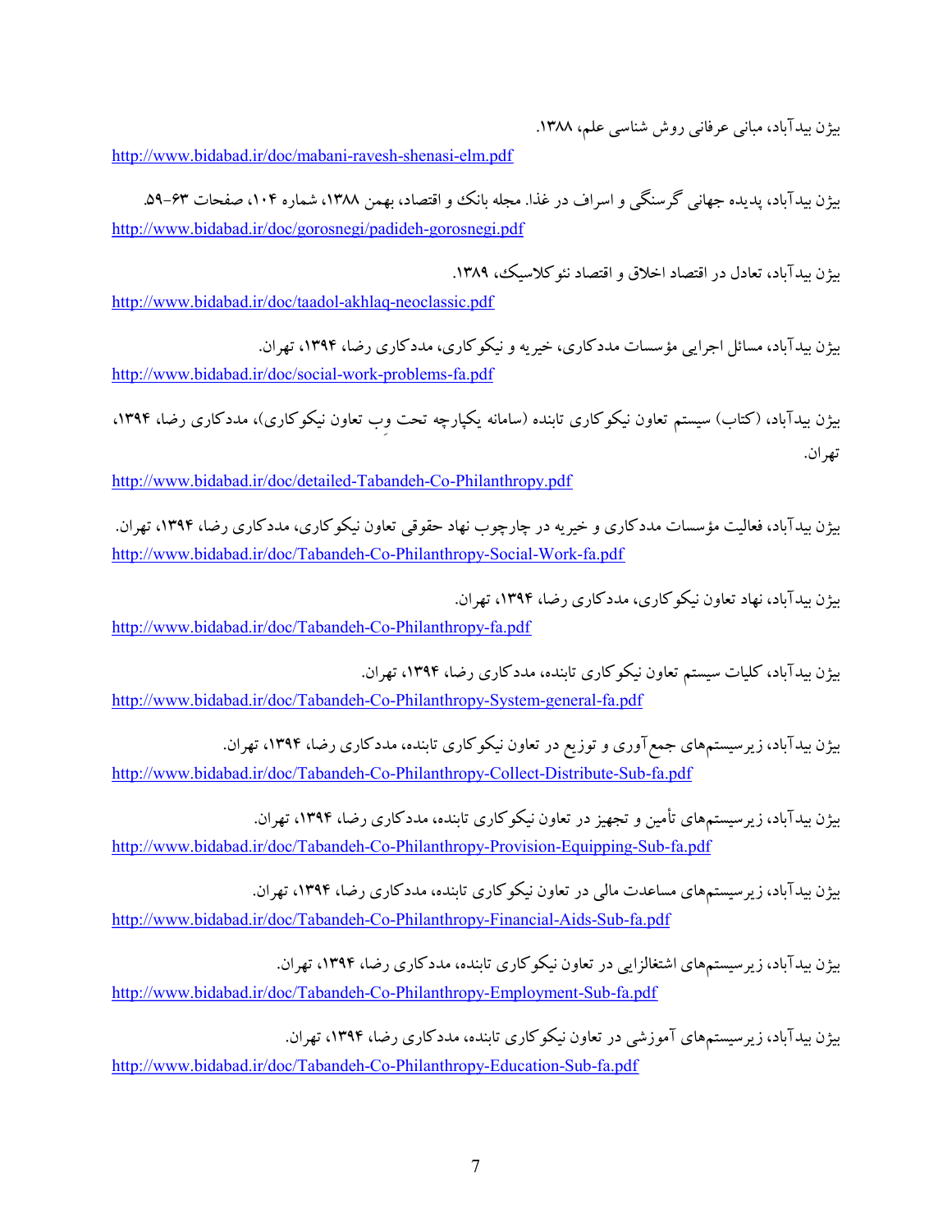بیژن بیدآباد، مبانی عرفانی روش شناسی علم، ۱۳۸۸.
http://www.bidabad.ir/doc/mabani-ravesh-shenasi-elm.pdf

بیژن بیدآباد، پدیده جهانی گرسنگی و اسراف در غذا. مجله بانک و اقتصاد، بهمن ۱۳۸۸، شماره ۱۰۴، صفحات ۶۳-۵۹.
http://www.bidabad.ir/doc/gorosnegi/padideh-gorosnegi.pdf

بیژن بیدآباد، تعادل در اقتصاد اخلاق و اقتصاد نئوکلاسیک، ۱۳۸۹.
http://www.bidabad.ir/doc/taadol-akhlaq-neoclassic.pdf

بیژن بیدآباد، مسائل اجرایی مؤسسات مددکاری، خیریه و نیکوکاری، مددکاری رضا، ۱۳۹۴، تهران.
http://www.bidabad.ir/doc/social-work-problems-fa.pdf

بیژن بیدآباد، (کتاب) سیستم تعاون نیکوکاری تابنده (سامانه یکپارچه تحت وِب تعاون نیکوکاری)، مددکاری رضا، ۱۳۹۴، تهران.
http://www.bidabad.ir/doc/detailed-Tabandeh-Co-Philanthropy.pdf

بیژن بیدآباد، فعالیت مؤسسات مددکاری و خیریه در چارچوب نهاد حقوقی تعاون نیکوکاری، مددکاری رضا، ۱۳۹۴، تهران.
http://www.bidabad.ir/doc/Tabandeh-Co-Philanthropy-Social-Work-fa.pdf

بیژن بیدآباد، نهاد تعاون نیکوکاری، مددکاری رضا، ۱۳۹۴، تهران.
http://www.bidabad.ir/doc/Tabandeh-Co-Philanthropy-fa.pdf

بیژن بیدآباد، کلیات سیستم تعاون نیکوکاری تابنده، مددکاری رضا، ۱۳۹۴، تهران.
http://www.bidabad.ir/doc/Tabandeh-Co-Philanthropy-System-general-fa.pdf

بیژن بیدآباد، زیرسیستم‌های جمع‌آوری و توزیع در تعاون نیکوکاری تابنده، مددکاری رضا، ۱۳۹۴، تهران.
http://www.bidabad.ir/doc/Tabandeh-Co-Philanthropy-Collect-Distribute-Sub-fa.pdf

بیژن بیدآباد، زیرسیستم‌های تأمین و تجهیز در تعاون نیکوکاری تابنده، مددکاری رضا، ۱۳۹۴، تهران.
http://www.bidabad.ir/doc/Tabandeh-Co-Philanthropy-Provision-Equipping-Sub-fa.pdf

بیژن بیدآباد، زیرسیستم‌های مساعدت مالی در تعاون نیکوکاری تابنده، مددکاری رضا، ۱۳۹۴، تهران.
http://www.bidabad.ir/doc/Tabandeh-Co-Philanthropy-Financial-Aids-Sub-fa.pdf

بیژن بیدآباد، زیرسیستم‌های اشتغالزایی در تعاون نیکوکاری تابنده، مددکاری رضا، ۱۳۹۴، تهران.
http://www.bidabad.ir/doc/Tabandeh-Co-Philanthropy-Employment-Sub-fa.pdf

بیژن بیدآباد، زیرسیستم‌های آموزشی در تعاون نیکوکاری تابنده، مددکاری رضا، ۱۳۹۴، تهران.
http://www.bidabad.ir/doc/Tabandeh-Co-Philanthropy-Education-Sub-fa.pdf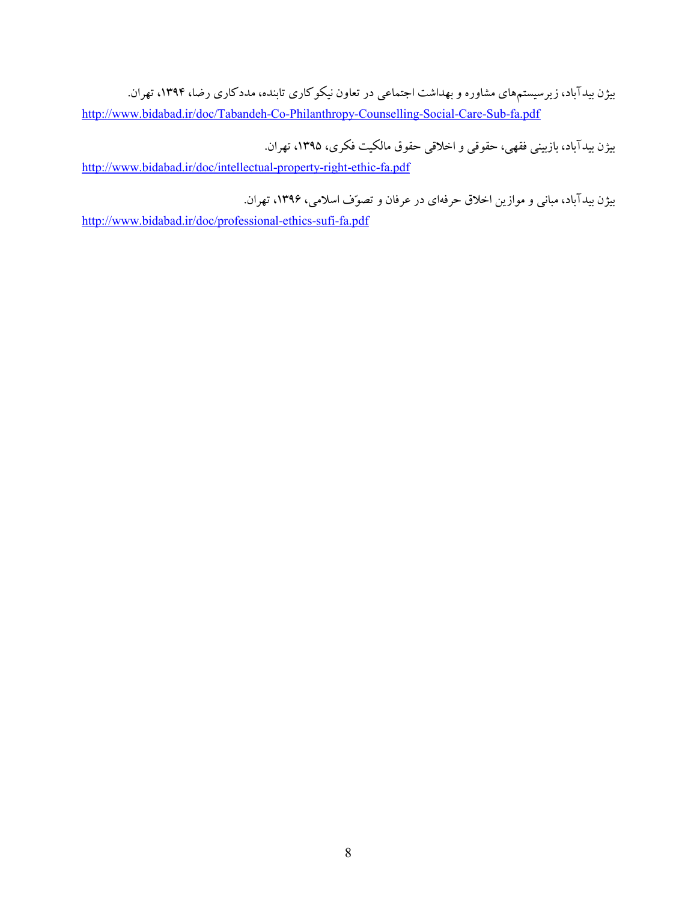بیژن بیدآباد، زیرسیستم‌های مشاوره و بهداشت اجتماعی در تعاون نیکوکاری تابنده، مددکاری رضا، ۱۳۹۴، تهران.
http://www.bidabad.ir/doc/Tabandeh-Co-Philanthropy-Counselling-Social-Care-Sub-fa.pdf

بیژن بیدآباد، بازبینی فقهی، حقوقی و اخلاقی حقوق مالکیت فکری، ۱۳۹۵، تهران.
http://www.bidabad.ir/doc/intellectual-property-right-ethic-fa.pdf

بیژن بیدآباد، مبانی و موازین اخلاق حرفه‌ای در عرفان و تصوّف اسلامی، ۱۳۹۶، تهران.
http://www.bidabad.ir/doc/professional-ethics-sufi-fa.pdf